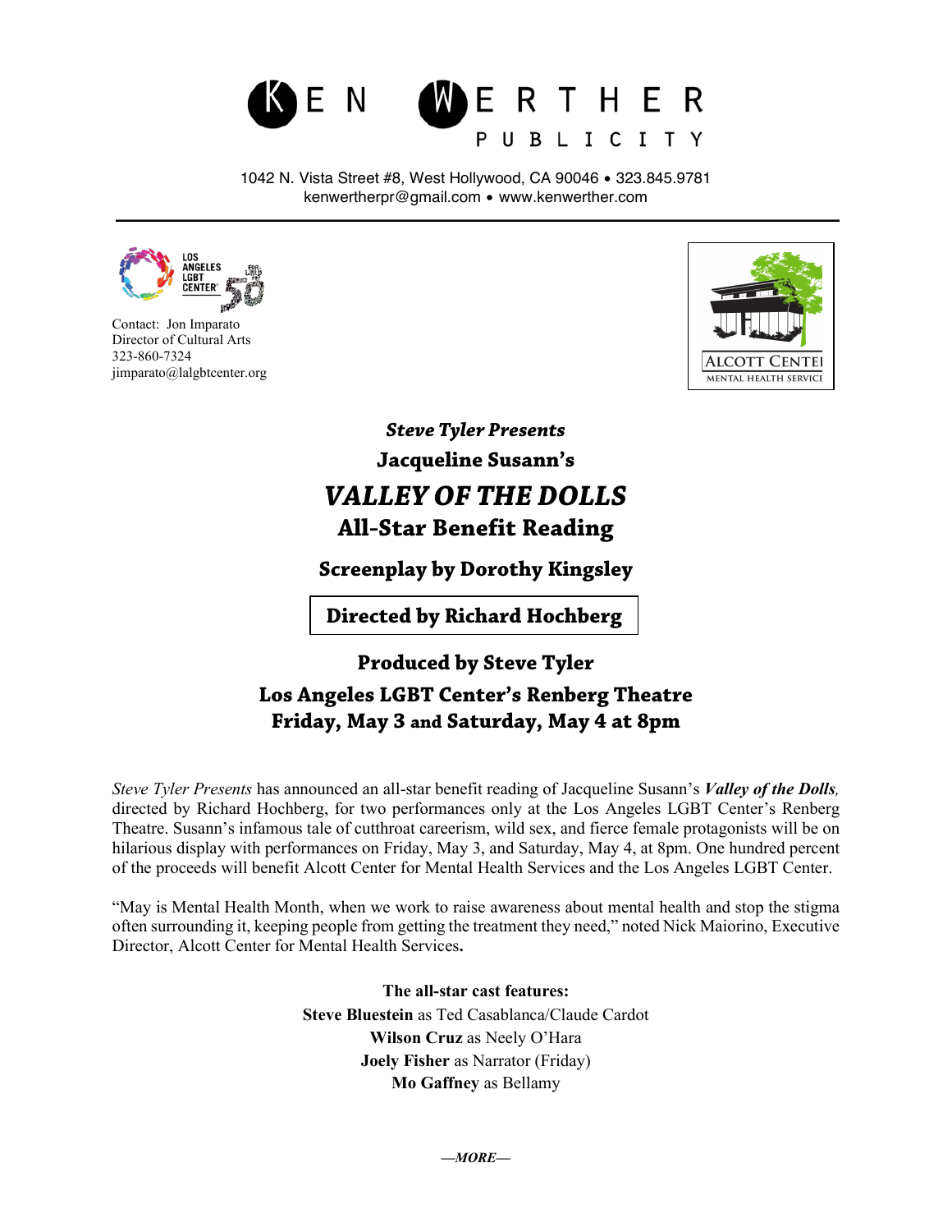# KEN WERTHER PUBLICITY

1042 N. Vista Street #8, West Hollywood, CA 90046 • 323.845.9781
kenwertherpr@gmail.com • www.kenwerther.com

---

LOS ANGELES LGBT CENTER

Contact: Jon Imparato
Director of Cultural Arts
323-860-7324
jimparato@lalgbtcenter.org

ALCOTT CENTER MENTAL HEALTH SERVICES

***Steve Tyler Presents***

**Jacqueline Susann's**

## *VALLEY OF THE DOLLS*

## All-Star Benefit Reading

**Screenplay by Dorothy Kingsley**

**Directed by Richard Hochberg**

**Produced by Steve Tyler**

**Los Angeles LGBT Center's Renberg Theatre**

**Friday, May 3 and Saturday, May 4 at 8pm**

*Steve Tyler Presents* has announced an all-star benefit reading of Jacqueline Susann's ***Valley of the Dolls***, directed by Richard Hochberg, for two performances only at the Los Angeles LGBT Center's Renberg Theatre. Susann's infamous tale of cutthroat careerism, wild sex, and fierce female protagonists will be on hilarious display with performances on Friday, May 3, and Saturday, May 4, at 8pm. One hundred percent of the proceeds will benefit Alcott Center for Mental Health Services and the Los Angeles LGBT Center.

"May is Mental Health Month, when we work to raise awareness about mental health and stop the stigma often surrounding it, keeping people from getting the treatment they need," noted Nick Maiorino, Executive Director, Alcott Center for Mental Health Services.

**The all-star cast features:**

**Steve Bluestein** as Ted Casablanca/Claude Cardot
**Wilson Cruz** as Neely O'Hara
**Joely Fisher** as Narrator (Friday)
**Mo Gaffney** as Bellamy

*—MORE—*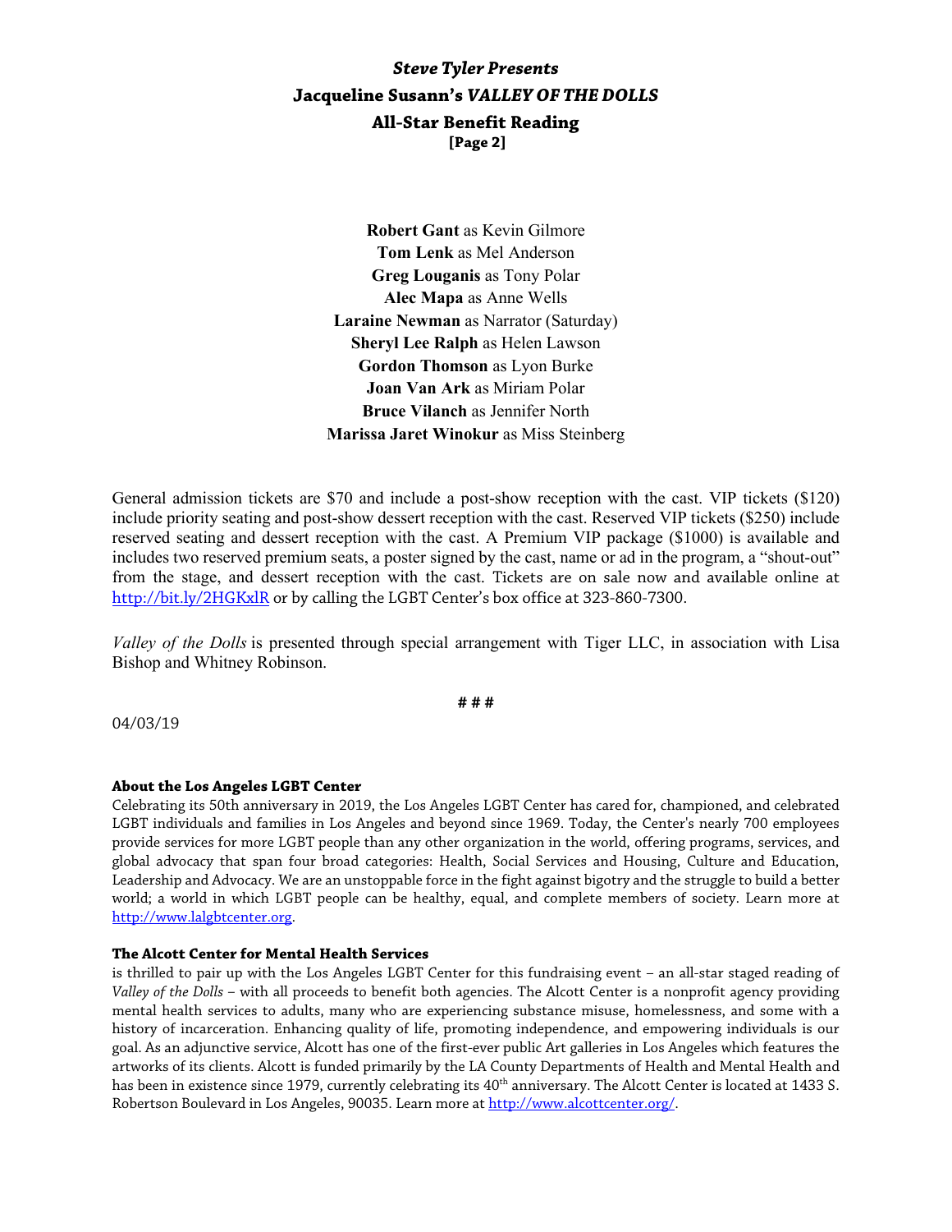**Robert Gant** as Kevin Gilmore
**Tom Lenk** as Mel Anderson
**Greg Louganis** as Tony Polar
**Alec Mapa** as Anne Wells
**Laraine Newman** as Narrator (Saturday)
**Sheryl Lee Ralph** as Helen Lawson
**Gordon Thomson** as Lyon Burke
**Joan Van Ark** as Miriam Polar
**Bruce Vilanch** as Jennifer North
**Marissa Jaret Winokur** as Miss Steinberg

General admission tickets are $70 and include a post-show reception with the cast. VIP tickets ($120) include priority seating and post-show dessert reception with the cast. Reserved VIP tickets ($250) include reserved seating and dessert reception with the cast. A Premium VIP package ($1000) is available and includes two reserved premium seats, a poster signed by the cast, name or ad in the program, a "shout-out" from the stage, and dessert reception with the cast. Tickets are on sale now and available online at http://bit.ly/2HGKxlR or by calling the LGBT Center's box office at 323-860-7300.

*Valley of the Dolls* is presented through special arrangement with Tiger LLC, in association with Lisa Bishop and Whitney Robinson.

# # #

04/03/19

**About the Los Angeles LGBT Center**
Celebrating its 50th anniversary in 2019, the Los Angeles LGBT Center has cared for, championed, and celebrated LGBT individuals and families in Los Angeles and beyond since 1969. Today, the Center's nearly 700 employees provide services for more LGBT people than any other organization in the world, offering programs, services, and global advocacy that span four broad categories: Health, Social Services and Housing, Culture and Education, Leadership and Advocacy. We are an unstoppable force in the fight against bigotry and the struggle to build a better world; a world in which LGBT people can be healthy, equal, and complete members of society. Learn more at http://www.lalgbtcenter.org.

**The Alcott Center for Mental Health Services**
is thrilled to pair up with the Los Angeles LGBT Center for this fundraising event – an all-star staged reading of *Valley of the Dolls* – with all proceeds to benefit both agencies. The Alcott Center is a nonprofit agency providing mental health services to adults, many who are experiencing substance misuse, homelessness, and some with a history of incarceration. Enhancing quality of life, promoting independence, and empowering individuals is our goal. As an adjunctive service, Alcott has one of the first-ever public Art galleries in Los Angeles which features the artworks of its clients. Alcott is funded primarily by the LA County Departments of Health and Mental Health and has been in existence since 1979, currently celebrating its 40th anniversary. The Alcott Center is located at 1433 S. Robertson Boulevard in Los Angeles, 90035. Learn more at http://www.alcottcenter.org/.